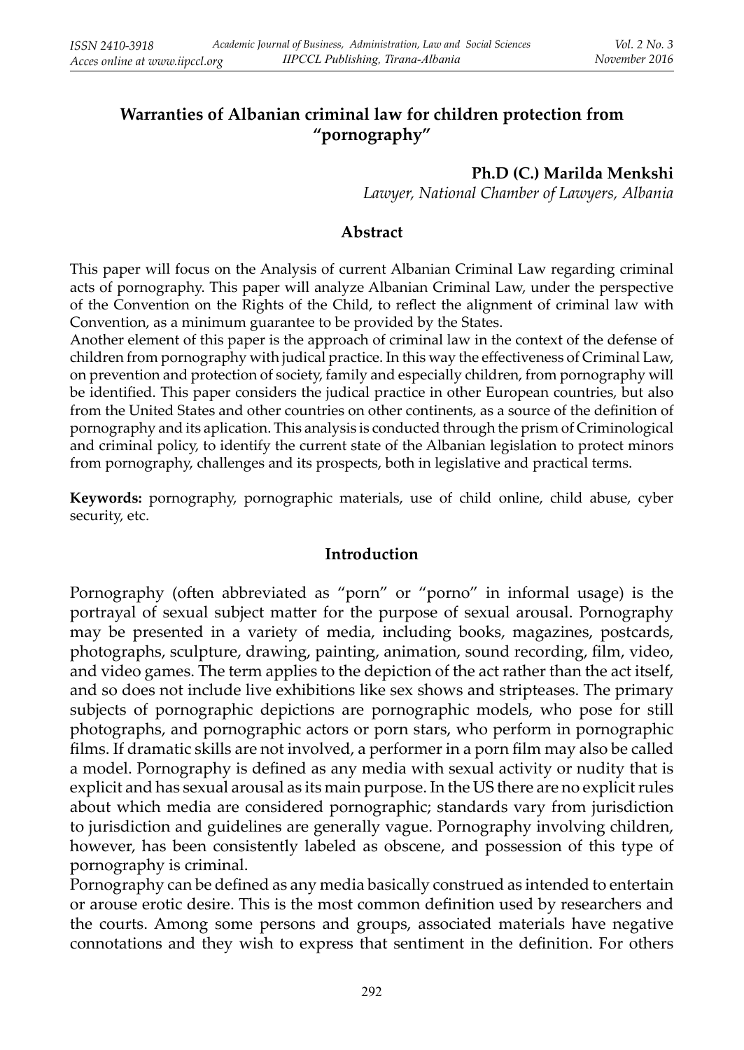# Warranties of Albanian criminal law for children protection from "pornography"

**Ph.D (C.) Marilda Menkshi**

*Lawyer, National Chamber of Lawyers, Albania*

## Abstract

This paper will focus on the Analysis of current Albanian Criminal Law regarding criminal acts of pornography. This paper will analyze Albanian Criminal Law, under the perspective of the Convention on the Rights of the Child, to reflect the alignment of criminal law with Convention, as a minimum guarantee to be provided by the States.

Another element of this paper is the approach of criminal law in the context of the defense of children from pornography with judical practice. In this way the effectiveness of Criminal Law, on prevention and protection of society, family and especially children, from pornography will be identified. This paper considers the judical practice in other European countries, but also from the United States and other countries on other continents, as a source of the definition of pornography and its aplication. This analysis is conducted through the prism of Criminological and criminal policy, to identify the current state of the Albanian legislation to protect minors from pornography, challenges and its prospects, both in legislative and practical terms.

**Keywords:** pornography, pornographic materials, use of child online, child abuse, cyber security, etc.

## Introduction

Pornography (often abbreviated as "porn" or "porno" in informal usage) is the portrayal of sexual subject matter for the purpose of sexual arousal. Pornography may be presented in a variety of media, including books, magazines, postcards, photographs, sculpture, drawing, painting, animation, sound recording, film, video, and video games. The term applies to the depiction of the act rather than the act itself, and so does not include live exhibitions like sex shows and stripteases. The primary subjects of pornographic depictions are pornographic models, who pose for still photographs, and pornographic actors or porn stars, who perform in pornographic films. If dramatic skills are not involved, a performer in a porn film may also be called a model. Pornography is defined as any media with sexual activity or nudity that is explicit and has sexual arousal as its main purpose. In the US there are no explicit rules about which media are considered pornographic; standards vary from jurisdiction to jurisdiction and guidelines are generally vague. Pornography involving children, however, has been consistently labeled as obscene, and possession of this type of pornography is criminal.

Pornography can be defined as any media basically construed as intended to entertain or arouse erotic desire. This is the most common definition used by researchers and the courts. Among some persons and groups, associated materials have negative connotations and they wish to express that sentiment in the definition. For others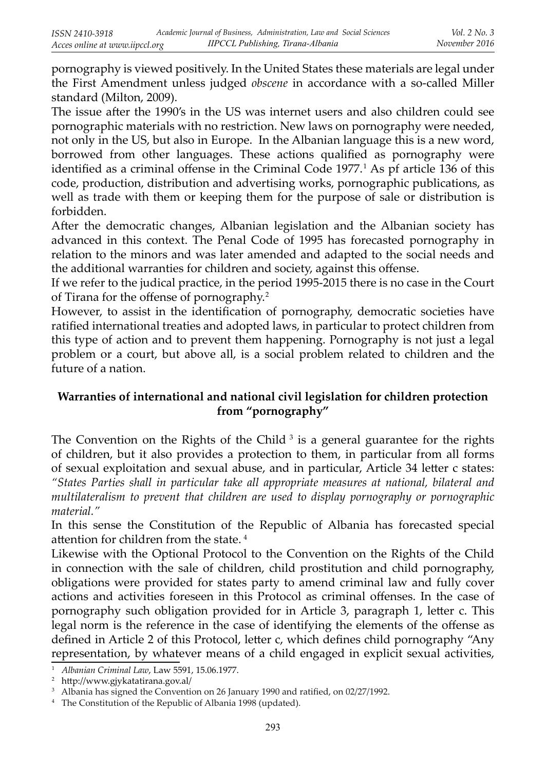pornography is viewed positively. In the United States these materials are legal under the First Amendment unless judged *obscene* in accordance with a so-called Miller standard (Milton, 2009).

The issue after the 1990's in the US was internet users and also children could see pornographic materials with no restriction. New laws on pornography were needed, not only in the US, but also in Europe. In the Albanian language this is a new word, borrowed from other languages. These actions qualified as pornography were identified as a criminal offense in the Criminal Code 1977.[1] As pf article 136 of this code, production, distribution and advertising works, pornographic publications, as well as trade with them or keeping them for the purpose of sale or distribution is forbidden.

After the democratic changes, Albanian legislation and the Albanian society has advanced in this context. The Penal Code of 1995 has forecasted pornography in relation to the minors and was later amended and adapted to the social needs and the additional warranties for children and society, against this offense.

If we refer to the judical practice, in the period 1995-2015 there is no case in the Court of Tirana for the offense of pornography.[2]

However, to assist in the identification of pornography, democratic societies have ratified international treaties and adopted laws, in particular to protect children from this type of action and to prevent them happening. Pornography is not just a legal problem or a court, but above all, is a social problem related to children and the future of a nation.

## Warranties of international and national civil legislation for children protection from "pornography"

The Convention on the Rights of the Child [3] is a general guarantee for the rights of children, but it also provides a protection to them, in particular from all forms of sexual exploitation and sexual abuse, and in particular, Article 34 letter c states: *"States Parties shall in particular take all appropriate measures at national, bilateral and multilateralism to prevent that children are used to display pornography or pornographic material."*

In this sense the Constitution of the Republic of Albania has forecasted special attention for children from the state. [4]

Likewise with the Optional Protocol to the Convention on the Rights of the Child in connection with the sale of children, child prostitution and child pornography, obligations were provided for states party to amend criminal law and fully cover actions and activities foreseen in this Protocol as criminal offenses. In the case of pornography such obligation provided for in Article 3, paragraph 1, letter c. This legal norm is the reference in the case of identifying the elements of the offense as defined in Article 2 of this Protocol, letter c, which defines child pornography "Any representation, by whatever means of a child engaged in explicit sexual activities,

---

[1] *Albanian Criminal Law*, Law 5591, 15.06.1977.

[2] http://www.gjykatatirana.gov.al/

[3] Albania has signed the Convention on 26 January 1990 and ratified, on 02/27/1992.

[4] The Constitution of the Republic of Albania 1998 (updated).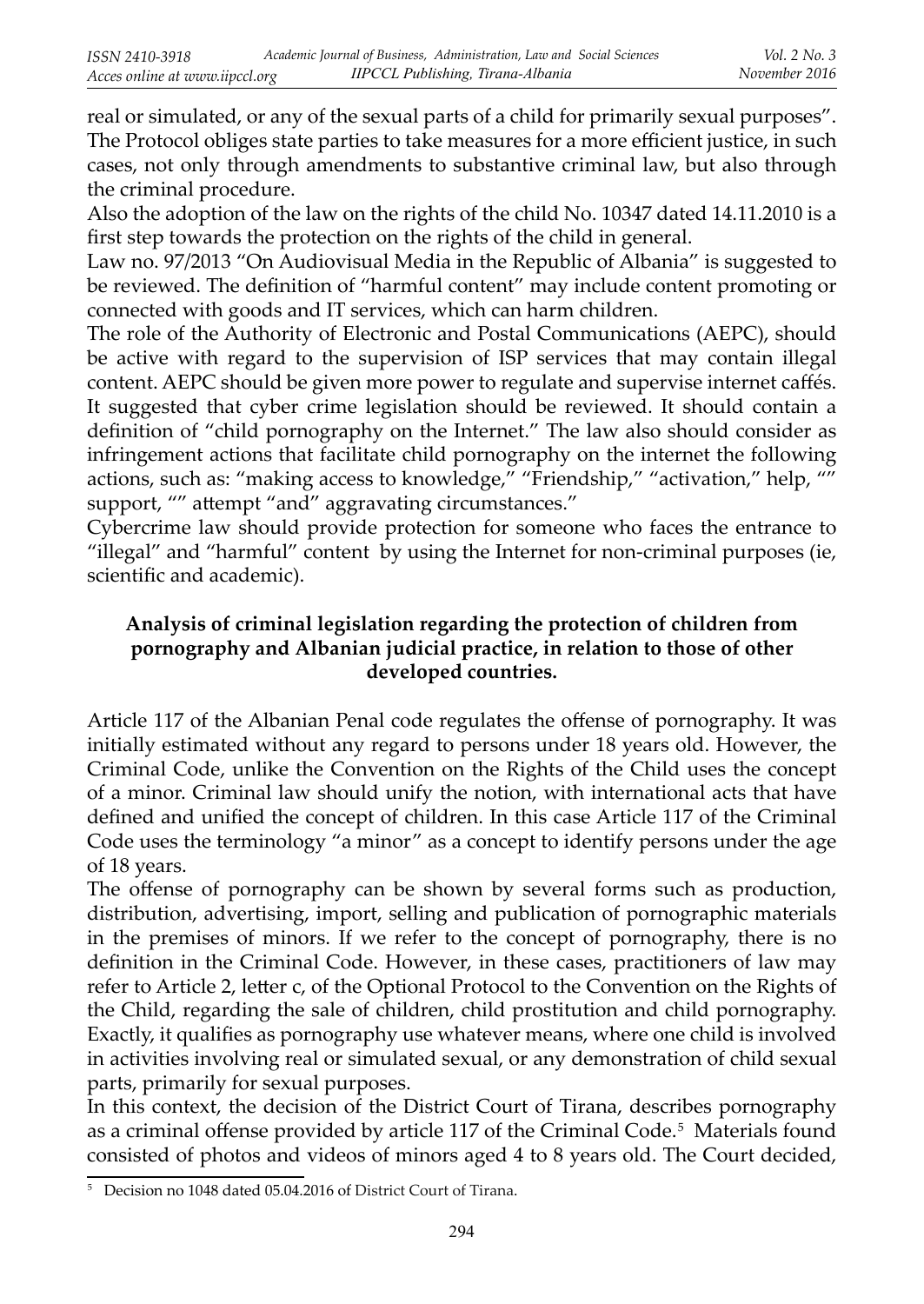real or simulated, or any of the sexual parts of a child for primarily sexual purposes". The Protocol obliges state parties to take measures for a more efficient justice, in such cases, not only through amendments to substantive criminal law, but also through the criminal procedure.

Also the adoption of the law on the rights of the child No. 10347 dated 14.11.2010 is a first step towards the protection on the rights of the child in general.

Law no. 97/2013 "On Audiovisual Media in the Republic of Albania" is suggested to be reviewed. The definition of "harmful content" may include content promoting or connected with goods and IT services, which can harm children.

The role of the Authority of Electronic and Postal Communications (AEPC), should be active with regard to the supervision of ISP services that may contain illegal content. AEPC should be given more power to regulate and supervise internet caffés.

It suggested that cyber crime legislation should be reviewed. It should contain a definition of "child pornography on the Internet." The law also should consider as infringement actions that facilitate child pornography on the internet the following actions, such as: "making access to knowledge," "Friendship," "activation," help, "" support, "" attempt "and" aggravating circumstances."

Cybercrime law should provide protection for someone who faces the entrance to "illegal" and "harmful" content by using the Internet for non-criminal purposes (ie, scientific and academic).

### Analysis of criminal legislation regarding the protection of children from pornography and Albanian judicial practice, in relation to those of other developed countries.

Article 117 of the Albanian Penal code regulates the offense of pornography. It was initially estimated without any regard to persons under 18 years old. However, the Criminal Code, unlike the Convention on the Rights of the Child uses the concept of a minor. Criminal law should unify the notion, with international acts that have defined and unified the concept of children. In this case Article 117 of the Criminal Code uses the terminology "a minor" as a concept to identify persons under the age of 18 years.

The offense of pornography can be shown by several forms such as production, distribution, advertising, import, selling and publication of pornographic materials in the premises of minors. If we refer to the concept of pornography, there is no definition in the Criminal Code. However, in these cases, practitioners of law may refer to Article 2, letter c, of the Optional Protocol to the Convention on the Rights of the Child, regarding the sale of children, child prostitution and child pornography. Exactly, it qualifies as pornography use whatever means, where one child is involved in activities involving real or simulated sexual, or any demonstration of child sexual parts, primarily for sexual purposes.

In this context, the decision of the District Court of Tirana, describes pornography as a criminal offense provided by article 117 of the Criminal Code.[5] Materials found consisted of photos and videos of minors aged 4 to 8 years old. The Court decided,

[5] Decision no 1048 dated 05.04.2016 of District Court of Tirana.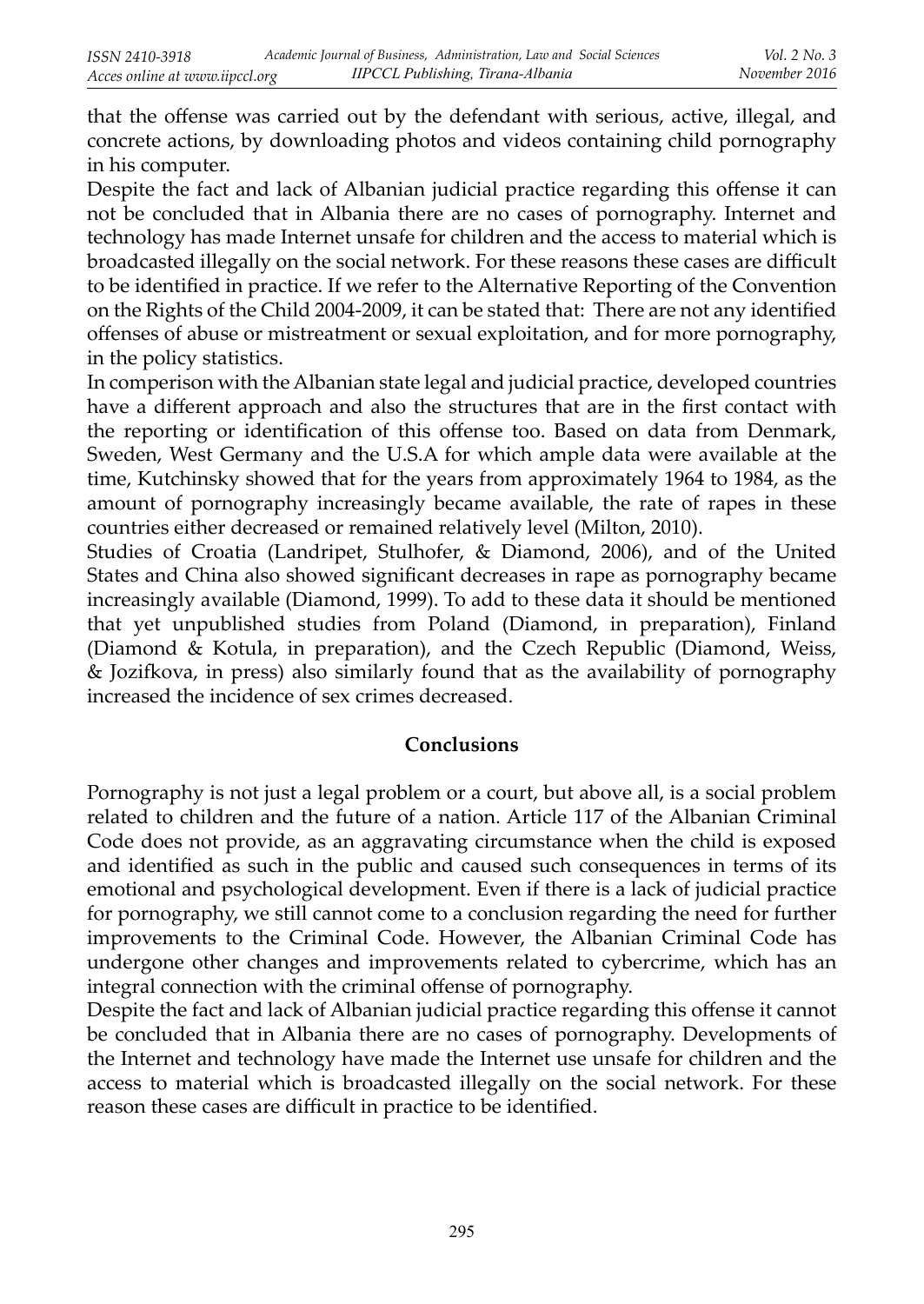that the offense was carried out by the defendant with serious, active, illegal, and concrete actions, by downloading photos and videos containing child pornography in his computer.

Despite the fact and lack of Albanian judicial practice regarding this offense it can not be concluded that in Albania there are no cases of pornography. Internet and technology has made Internet unsafe for children and the access to material which is broadcasted illegally on the social network. For these reasons these cases are difficult to be identified in practice. If we refer to the Alternative Reporting of the Convention on the Rights of the Child 2004-2009, it can be stated that: There are not any identified offenses of abuse or mistreatment or sexual exploitation, and for more pornography, in the policy statistics.

In comperison with the Albanian state legal and judicial practice, developed countries have a different approach and also the structures that are in the first contact with the reporting or identification of this offense too. Based on data from Denmark, Sweden, West Germany and the U.S.A for which ample data were available at the time, Kutchinsky showed that for the years from approximately 1964 to 1984, as the amount of pornography increasingly became available, the rate of rapes in these countries either decreased or remained relatively level (Milton, 2010).

Studies of Croatia (Landripet, Stulhofer, & Diamond, 2006), and of the United States and China also showed significant decreases in rape as pornography became increasingly available (Diamond, 1999). To add to these data it should be mentioned that yet unpublished studies from Poland (Diamond, in preparation), Finland (Diamond & Kotula, in preparation), and the Czech Republic (Diamond, Weiss, & Jozifkova, in press) also similarly found that as the availability of pornography increased the incidence of sex crimes decreased.

## Conclusions

Pornography is not just a legal problem or a court, but above all, is a social problem related to children and the future of a nation. Article 117 of the Albanian Criminal Code does not provide, as an aggravating circumstance when the child is exposed and identified as such in the public and caused such consequences in terms of its emotional and psychological development. Even if there is a lack of judicial practice for pornography, we still cannot come to a conclusion regarding the need for further improvements to the Criminal Code. However, the Albanian Criminal Code has undergone other changes and improvements related to cybercrime, which has an integral connection with the criminal offense of pornography.

Despite the fact and lack of Albanian judicial practice regarding this offense it cannot be concluded that in Albania there are no cases of pornography. Developments of the Internet and technology have made the Internet use unsafe for children and the access to material which is broadcasted illegally on the social network. For these reason these cases are difficult in practice to be identified.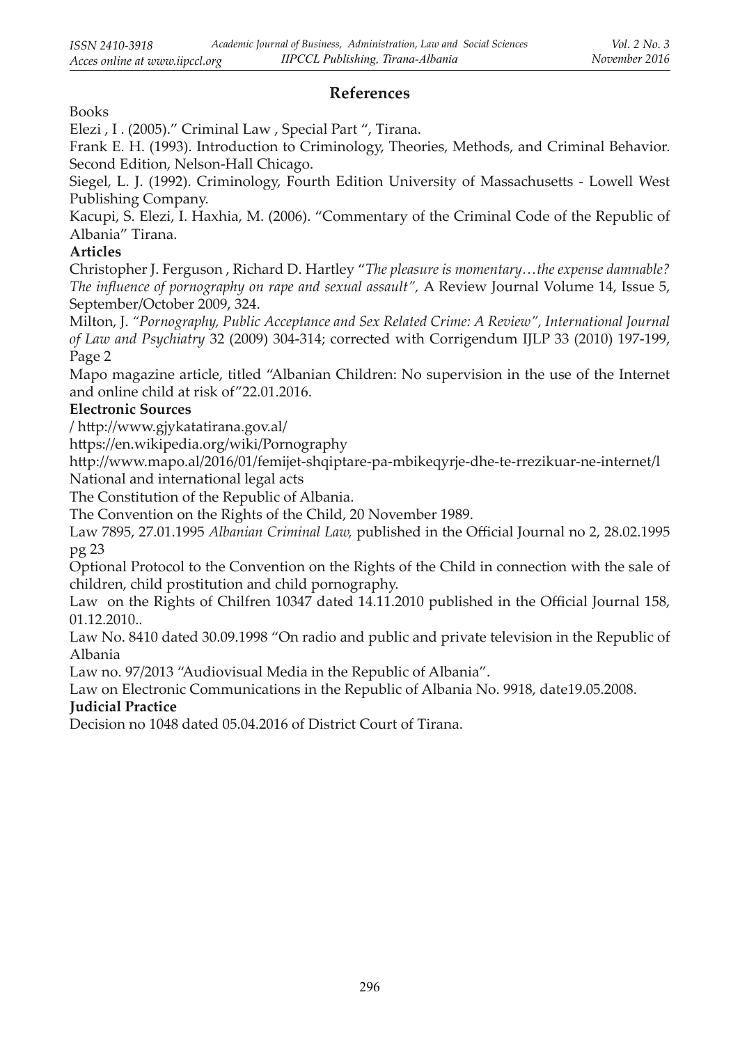## References

Books

Elezi , I . (2005)." Criminal Law , Special Part ", Tirana.

Frank E. H. (1993). Introduction to Criminology, Theories, Methods, and Criminal Behavior. Second Edition, Nelson-Hall Chicago.

Siegel, L. J. (1992). Criminology, Fourth Edition University of Massachusetts - Lowell West Publishing Company.

Kacupi, S. Elezi, I. Haxhia, M. (2006). "Commentary of the Criminal Code of the Republic of Albania" Tirana.

**Articles**

Christopher J. Ferguson , Richard D. Hartley "*The pleasure is momentary…the expense damnable? The influence of pornography on rape and sexual assault"*, A Review Journal Volume 14, Issue 5, September/October 2009, 324.

Milton, J. *"Pornography, Public Acceptance and Sex Related Crime: A Review", International Journal of Law and Psychiatry* 32 (2009) 304-314; corrected with Corrigendum IJLP 33 (2010) 197-199, Page 2

Mapo magazine article, titled "Albanian Children: No supervision in the use of the Internet and online child at risk of"22.01.2016.

**Electronic Sources**

/ http://www.gjykatatirana.gov.al/

https://en.wikipedia.org/wiki/Pornography

http://www.mapo.al/2016/01/femijet-shqiptare-pa-mbikeqyrje-dhe-te-rrezikuar-ne-internet/l

National and international legal acts

The Constitution of the Republic of Albania.

The Convention on the Rights of the Child, 20 November 1989.

Law 7895, 27.01.1995 *Albanian Criminal Law,* published in the Official Journal no 2, 28.02.1995 pg 23

Optional Protocol to the Convention on the Rights of the Child in connection with the sale of children, child prostitution and child pornography.

Law on the Rights of Chilfren 10347 dated 14.11.2010 published in the Official Journal 158, 01.12.2010..

Law No. 8410 dated 30.09.1998 "On radio and public and private television in the Republic of Albania

Law no. 97/2013 "Audiovisual Media in the Republic of Albania".

Law on Electronic Communications in the Republic of Albania No. 9918, date19.05.2008.

**Judicial Practice**

Decision no 1048 dated 05.04.2016 of District Court of Tirana.